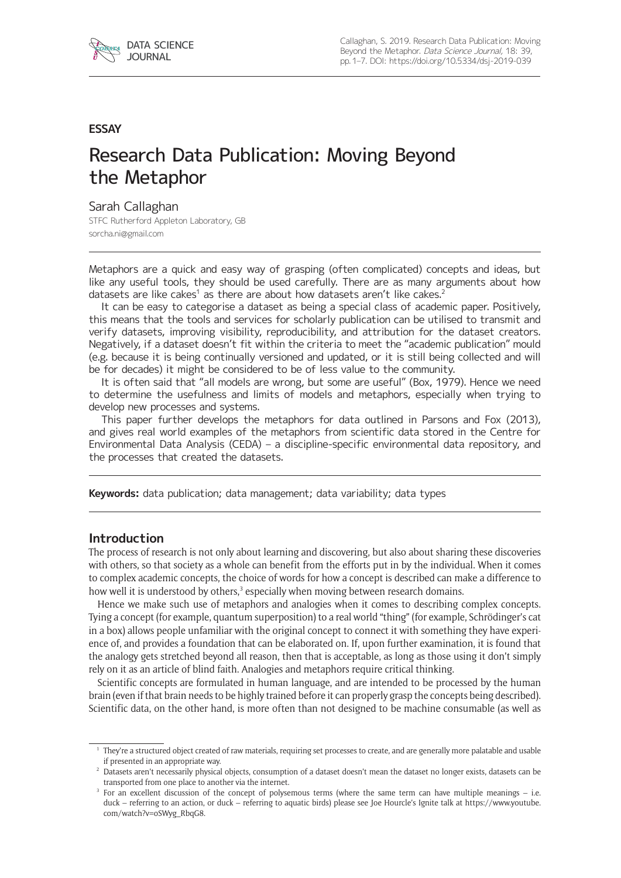**ESSAY**

# Research Data Publication: Moving Beyond the Metaphor

Sarah Callaghan

STFC Rutherford Appleton Laboratory, GB

sorcha.ni@gmail.com

Metaphors are a quick and easy way of grasping (often complicated) concepts and ideas, but like any useful tools, they should be used carefully. There are as many arguments about how datasets are like cakes[1] as there are about how datasets aren't like cakes.[2]

It can be easy to categorise a dataset as being a special class of academic paper. Positively, this means that the tools and services for scholarly publication can be utilised to transmit and verify datasets, improving visibility, reproducibility, and attribution for the dataset creators. Negatively, if a dataset doesn't fit within the criteria to meet the "academic publication" mould (e.g. because it is being continually versioned and updated, or it is still being collected and will be for decades) it might be considered to be of less value to the community.

It is often said that "all models are wrong, but some are useful" (Box, 1979). Hence we need to determine the usefulness and limits of models and metaphors, especially when trying to develop new processes and systems.

This paper further develops the metaphors for data outlined in Parsons and Fox (2013), and gives real world examples of the metaphors from scientific data stored in the Centre for Environmental Data Analysis (CEDA) – a discipline-specific environmental data repository, and the processes that created the datasets.

**Keywords:** data publication; data management; data variability; data types

## Introduction

The process of research is not only about learning and discovering, but also about sharing these discoveries with others, so that society as a whole can benefit from the efforts put in by the individual. When it comes to complex academic concepts, the choice of words for how a concept is described can make a difference to how well it is understood by others,[3] especially when moving between research domains.

Hence we make such use of metaphors and analogies when it comes to describing complex concepts. Tying a concept (for example, quantum superposition) to a real world "thing" (for example, Schrödinger's cat in a box) allows people unfamiliar with the original concept to connect it with something they have experience of, and provides a foundation that can be elaborated on. If, upon further examination, it is found that the analogy gets stretched beyond all reason, then that is acceptable, as long as those using it don't simply rely on it as an article of blind faith. Analogies and metaphors require critical thinking.

Scientific concepts are formulated in human language, and are intended to be processed by the human brain (even if that brain needs to be highly trained before it can properly grasp the concepts being described). Scientific data, on the other hand, is more often than not designed to be machine consumable (as well as

---

[1] They're a structured object created of raw materials, requiring set processes to create, and are generally more palatable and usable if presented in an appropriate way.

[2] Datasets aren't necessarily physical objects, consumption of a dataset doesn't mean the dataset no longer exists, datasets can be transported from one place to another via the internet.

[3] For an excellent discussion of the concept of polysemous terms (where the same term can have multiple meanings – i.e. duck – referring to an action, or duck – referring to aquatic birds) please see Joe Hourcle's Ignite talk at https://www.youtube.com/watch?v=oSWyg_RbqG8.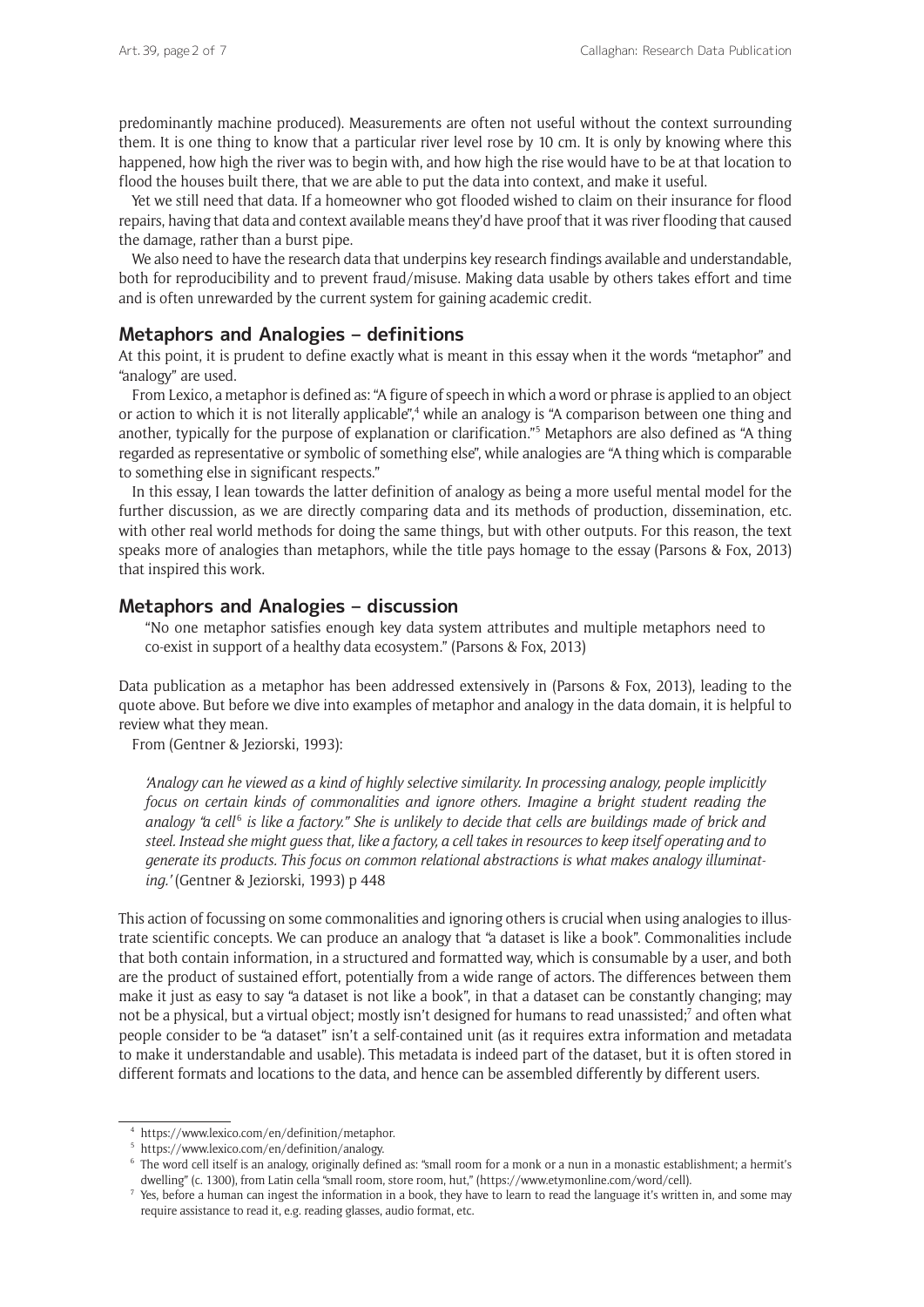predominantly machine produced). Measurements are often not useful without the context surrounding them. It is one thing to know that a particular river level rose by 10 cm. It is only by knowing where this happened, how high the river was to begin with, and how high the rise would have to be at that location to flood the houses built there, that we are able to put the data into context, and make it useful.

Yet we still need that data. If a homeowner who got flooded wished to claim on their insurance for flood repairs, having that data and context available means they'd have proof that it was river flooding that caused the damage, rather than a burst pipe.

We also need to have the research data that underpins key research findings available and understandable, both for reproducibility and to prevent fraud/misuse. Making data usable by others takes effort and time and is often unrewarded by the current system for gaining academic credit.

## Metaphors and Analogies – definitions

At this point, it is prudent to define exactly what is meant in this essay when it the words "metaphor" and "analogy" are used.

From Lexico, a metaphor is defined as: "A figure of speech in which a word or phrase is applied to an object or action to which it is not literally applicable",[4] while an analogy is "A comparison between one thing and another, typically for the purpose of explanation or clarification."[5] Metaphors are also defined as "A thing regarded as representative or symbolic of something else", while analogies are "A thing which is comparable to something else in significant respects."

In this essay, I lean towards the latter definition of analogy as being a more useful mental model for the further discussion, as we are directly comparing data and its methods of production, dissemination, etc. with other real world methods for doing the same things, but with other outputs. For this reason, the text speaks more of analogies than metaphors, while the title pays homage to the essay (Parsons & Fox, 2013) that inspired this work.

## Metaphors and Analogies – discussion

> "No one metaphor satisfies enough key data system attributes and multiple metaphors need to co-exist in support of a healthy data ecosystem." (Parsons & Fox, 2013)

Data publication as a metaphor has been addressed extensively in (Parsons & Fox, 2013), leading to the quote above. But before we dive into examples of metaphor and analogy in the data domain, it is helpful to review what they mean.

From (Gentner & Jeziorski, 1993):

> *'Analogy can he viewed as a kind of highly selective similarity. In processing analogy, people implicitly focus on certain kinds of commonalities and ignore others. Imagine a bright student reading the analogy "a cell[6] is like a factory." She is unlikely to decide that cells are buildings made of brick and steel. Instead she might guess that, like a factory, a cell takes in resources to keep itself operating and to generate its products. This focus on common relational abstractions is what makes analogy illuminating.'* (Gentner & Jeziorski, 1993) p 448

This action of focussing on some commonalities and ignoring others is crucial when using analogies to illustrate scientific concepts. We can produce an analogy that "a dataset is like a book". Commonalities include that both contain information, in a structured and formatted way, which is consumable by a user, and both are the product of sustained effort, potentially from a wide range of actors. The differences between them make it just as easy to say "a dataset is not like a book", in that a dataset can be constantly changing; may not be a physical, but a virtual object; mostly isn't designed for humans to read unassisted;[7] and often what people consider to be "a dataset" isn't a self-contained unit (as it requires extra information and metadata to make it understandable and usable). This metadata is indeed part of the dataset, but it is often stored in different formats and locations to the data, and hence can be assembled differently by different users.

---

[4] https://www.lexico.com/en/definition/metaphor.

[5] https://www.lexico.com/en/definition/analogy.

[6] The word cell itself is an analogy, originally defined as: "small room for a monk or a nun in a monastic establishment; a hermit's dwelling" (c. 1300), from Latin cella "small room, store room, hut," (https://www.etymonline.com/word/cell).

[7] Yes, before a human can ingest the information in a book, they have to learn to read the language it's written in, and some may require assistance to read it, e.g. reading glasses, audio format, etc.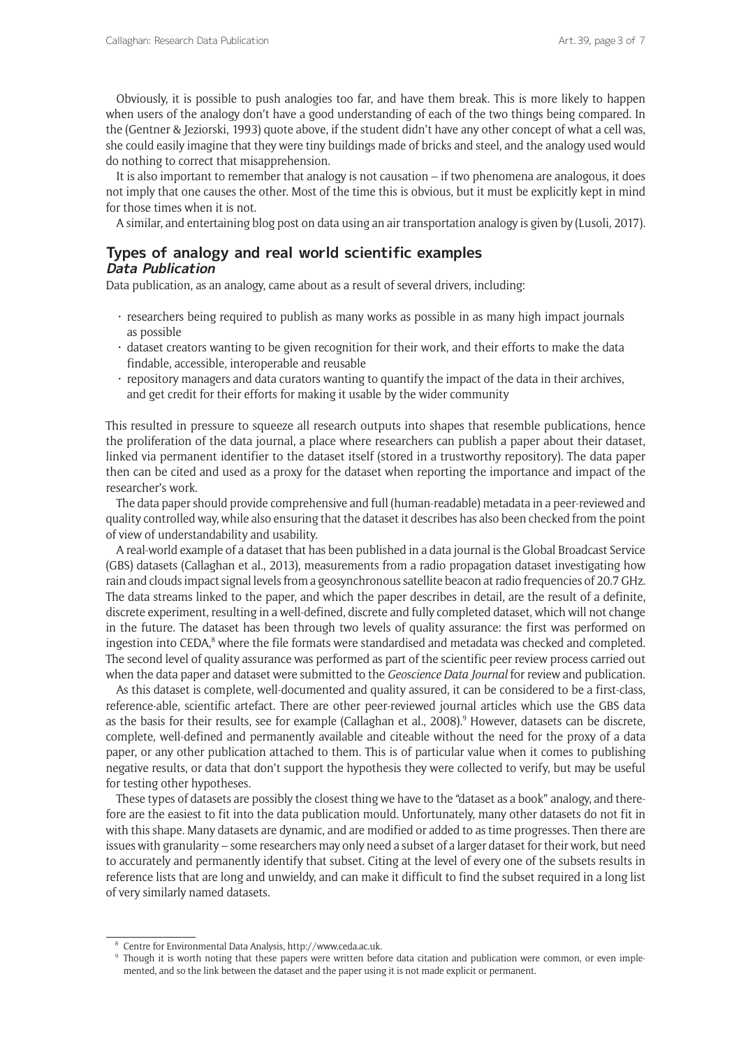Obviously, it is possible to push analogies too far, and have them break. This is more likely to happen when users of the analogy don't have a good understanding of each of the two things being compared. In the (Gentner & Jeziorski, 1993) quote above, if the student didn't have any other concept of what a cell was, she could easily imagine that they were tiny buildings made of bricks and steel, and the analogy used would do nothing to correct that misapprehension.

It is also important to remember that analogy is not causation – if two phenomena are analogous, it does not imply that one causes the other. Most of the time this is obvious, but it must be explicitly kept in mind for those times when it is not.

A similar, and entertaining blog post on data using an air transportation analogy is given by (Lusoli, 2017).

## Types of analogy and real world scientific examples

### *Data Publication*

Data publication, as an analogy, came about as a result of several drivers, including:

- researchers being required to publish as many works as possible in as many high impact journals as possible
- dataset creators wanting to be given recognition for their work, and their efforts to make the data findable, accessible, interoperable and reusable
- repository managers and data curators wanting to quantify the impact of the data in their archives, and get credit for their efforts for making it usable by the wider community

This resulted in pressure to squeeze all research outputs into shapes that resemble publications, hence the proliferation of the data journal, a place where researchers can publish a paper about their dataset, linked via permanent identifier to the dataset itself (stored in a trustworthy repository). The data paper then can be cited and used as a proxy for the dataset when reporting the importance and impact of the researcher's work.

The data paper should provide comprehensive and full (human-readable) metadata in a peer-reviewed and quality controlled way, while also ensuring that the dataset it describes has also been checked from the point of view of understandability and usability.

A real-world example of a dataset that has been published in a data journal is the Global Broadcast Service (GBS) datasets (Callaghan et al., 2013), measurements from a radio propagation dataset investigating how rain and clouds impact signal levels from a geosynchronous satellite beacon at radio frequencies of 20.7 GHz. The data streams linked to the paper, and which the paper describes in detail, are the result of a definite, discrete experiment, resulting in a well-defined, discrete and fully completed dataset, which will not change in the future. The dataset has been through two levels of quality assurance: the first was performed on ingestion into CEDA,[8] where the file formats were standardised and metadata was checked and completed. The second level of quality assurance was performed as part of the scientific peer review process carried out when the data paper and dataset were submitted to the *Geoscience Data Journal* for review and publication.

As this dataset is complete, well-documented and quality assured, it can be considered to be a first-class, reference-able, scientific artefact. There are other peer-reviewed journal articles which use the GBS data as the basis for their results, see for example (Callaghan et al., 2008).[9] However, datasets can be discrete, complete, well-defined and permanently available and citeable without the need for the proxy of a data paper, or any other publication attached to them. This is of particular value when it comes to publishing negative results, or data that don't support the hypothesis they were collected to verify, but may be useful for testing other hypotheses.

These types of datasets are possibly the closest thing we have to the "dataset as a book" analogy, and therefore are the easiest to fit into the data publication mould. Unfortunately, many other datasets do not fit in with this shape. Many datasets are dynamic, and are modified or added to as time progresses. Then there are issues with granularity – some researchers may only need a subset of a larger dataset for their work, but need to accurately and permanently identify that subset. Citing at the level of every one of the subsets results in reference lists that are long and unwieldy, and can make it difficult to find the subset required in a long list of very similarly named datasets.

---

[8] Centre for Environmental Data Analysis, http://www.ceda.ac.uk.

[9] Though it is worth noting that these papers were written before data citation and publication were common, or even implemented, and so the link between the dataset and the paper using it is not made explicit or permanent.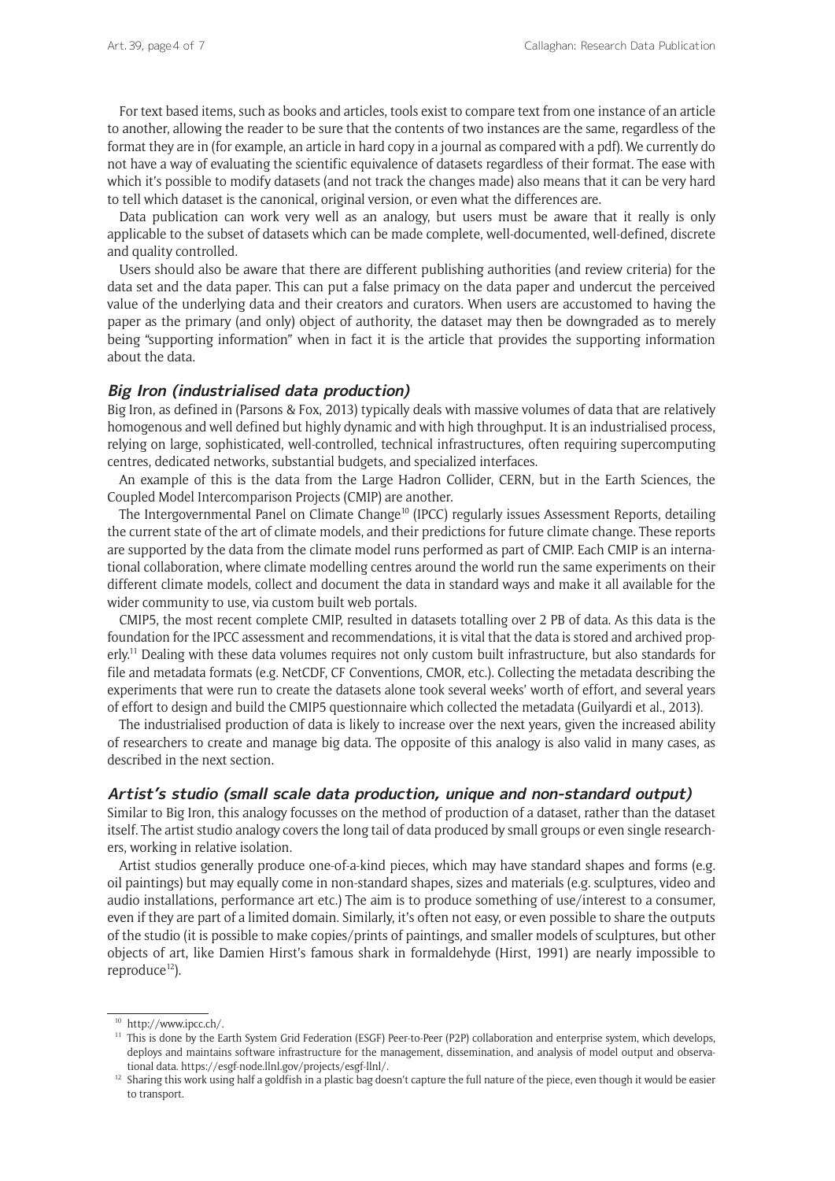For text based items, such as books and articles, tools exist to compare text from one instance of an article to another, allowing the reader to be sure that the contents of two instances are the same, regardless of the format they are in (for example, an article in hard copy in a journal as compared with a pdf). We currently do not have a way of evaluating the scientific equivalence of datasets regardless of their format. The ease with which it's possible to modify datasets (and not track the changes made) also means that it can be very hard to tell which dataset is the canonical, original version, or even what the differences are.

Data publication can work very well as an analogy, but users must be aware that it really is only applicable to the subset of datasets which can be made complete, well-documented, well-defined, discrete and quality controlled.

Users should also be aware that there are different publishing authorities (and review criteria) for the data set and the data paper. This can put a false primacy on the data paper and undercut the perceived value of the underlying data and their creators and curators. When users are accustomed to having the paper as the primary (and only) object of authority, the dataset may then be downgraded as to merely being "supporting information" when in fact it is the article that provides the supporting information about the data.

### *Big Iron (industrialised data production)*

Big Iron, as defined in (Parsons & Fox, 2013) typically deals with massive volumes of data that are relatively homogenous and well defined but highly dynamic and with high throughput. It is an industrialised process, relying on large, sophisticated, well-controlled, technical infrastructures, often requiring supercomputing centres, dedicated networks, substantial budgets, and specialized interfaces.

An example of this is the data from the Large Hadron Collider, CERN, but in the Earth Sciences, the Coupled Model Intercomparison Projects (CMIP) are another.

The Intergovernmental Panel on Climate Change[10] (IPCC) regularly issues Assessment Reports, detailing the current state of the art of climate models, and their predictions for future climate change. These reports are supported by the data from the climate model runs performed as part of CMIP. Each CMIP is an international collaboration, where climate modelling centres around the world run the same experiments on their different climate models, collect and document the data in standard ways and make it all available for the wider community to use, via custom built web portals.

CMIP5, the most recent complete CMIP, resulted in datasets totalling over 2 PB of data. As this data is the foundation for the IPCC assessment and recommendations, it is vital that the data is stored and archived properly.[11] Dealing with these data volumes requires not only custom built infrastructure, but also standards for file and metadata formats (e.g. NetCDF, CF Conventions, CMOR, etc.). Collecting the metadata describing the experiments that were run to create the datasets alone took several weeks' worth of effort, and several years of effort to design and build the CMIP5 questionnaire which collected the metadata (Guilyardi et al., 2013).

The industrialised production of data is likely to increase over the next years, given the increased ability of researchers to create and manage big data. The opposite of this analogy is also valid in many cases, as described in the next section.

### *Artist's studio (small scale data production, unique and non-standard output)*

Similar to Big Iron, this analogy focusses on the method of production of a dataset, rather than the dataset itself. The artist studio analogy covers the long tail of data produced by small groups or even single researchers, working in relative isolation.

Artist studios generally produce one-of-a-kind pieces, which may have standard shapes and forms (e.g. oil paintings) but may equally come in non-standard shapes, sizes and materials (e.g. sculptures, video and audio installations, performance art etc.) The aim is to produce something of use/interest to a consumer, even if they are part of a limited domain. Similarly, it's often not easy, or even possible to share the outputs of the studio (it is possible to make copies/prints of paintings, and smaller models of sculptures, but other objects of art, like Damien Hirst's famous shark in formaldehyde (Hirst, 1991) are nearly impossible to reproduce[12]).

---

[10] http://www.ipcc.ch/.

[11] This is done by the Earth System Grid Federation (ESGF) Peer-to-Peer (P2P) collaboration and enterprise system, which develops, deploys and maintains software infrastructure for the management, dissemination, and analysis of model output and observational data. https://esgf-node.llnl.gov/projects/esgf-llnl/.

[12] Sharing this work using half a goldfish in a plastic bag doesn't capture the full nature of the piece, even though it would be easier to transport.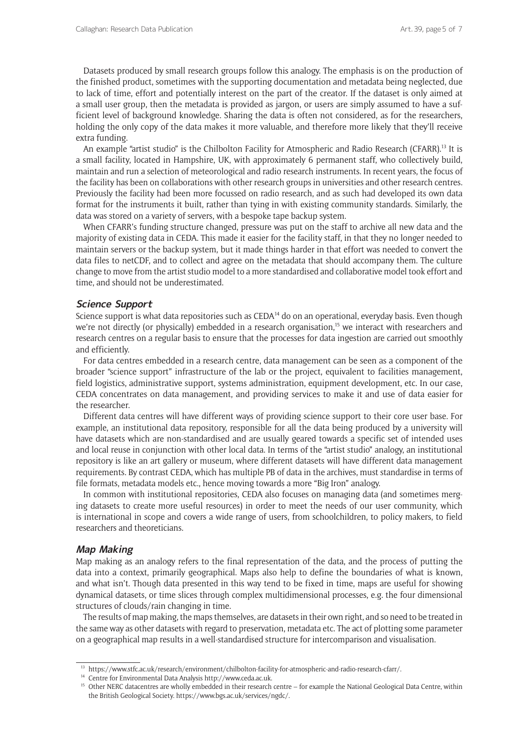Datasets produced by small research groups follow this analogy. The emphasis is on the production of the finished product, sometimes with the supporting documentation and metadata being neglected, due to lack of time, effort and potentially interest on the part of the creator. If the dataset is only aimed at a small user group, then the metadata is provided as jargon, or users are simply assumed to have a sufficient level of background knowledge. Sharing the data is often not considered, as for the researchers, holding the only copy of the data makes it more valuable, and therefore more likely that they'll receive extra funding.

An example "artist studio" is the Chilbolton Facility for Atmospheric and Radio Research (CFARR).[13] It is a small facility, located in Hampshire, UK, with approximately 6 permanent staff, who collectively build, maintain and run a selection of meteorological and radio research instruments. In recent years, the focus of the facility has been on collaborations with other research groups in universities and other research centres. Previously the facility had been more focussed on radio research, and as such had developed its own data format for the instruments it built, rather than tying in with existing community standards. Similarly, the data was stored on a variety of servers, with a bespoke tape backup system.

When CFARR's funding structure changed, pressure was put on the staff to archive all new data and the majority of existing data in CEDA. This made it easier for the facility staff, in that they no longer needed to maintain servers or the backup system, but it made things harder in that effort was needed to convert the data files to netCDF, and to collect and agree on the metadata that should accompany them. The culture change to move from the artist studio model to a more standardised and collaborative model took effort and time, and should not be underestimated.

### *Science Support*

Science support is what data repositories such as CEDA[14] do on an operational, everyday basis. Even though we're not directly (or physically) embedded in a research organisation,[15] we interact with researchers and research centres on a regular basis to ensure that the processes for data ingestion are carried out smoothly and efficiently.

For data centres embedded in a research centre, data management can be seen as a component of the broader "science support" infrastructure of the lab or the project, equivalent to facilities management, field logistics, administrative support, systems administration, equipment development, etc. In our case, CEDA concentrates on data management, and providing services to make it and use of data easier for the researcher.

Different data centres will have different ways of providing science support to their core user base. For example, an institutional data repository, responsible for all the data being produced by a university will have datasets which are non-standardised and are usually geared towards a specific set of intended uses and local reuse in conjunction with other local data. In terms of the "artist studio" analogy, an institutional repository is like an art gallery or museum, where different datasets will have different data management requirements. By contrast CEDA, which has multiple PB of data in the archives, must standardise in terms of file formats, metadata models etc., hence moving towards a more "Big Iron" analogy.

In common with institutional repositories, CEDA also focuses on managing data (and sometimes merging datasets to create more useful resources) in order to meet the needs of our user community, which is international in scope and covers a wide range of users, from schoolchildren, to policy makers, to field researchers and theoreticians.

### *Map Making*

Map making as an analogy refers to the final representation of the data, and the process of putting the data into a context, primarily geographical. Maps also help to define the boundaries of what is known, and what isn't. Though data presented in this way tend to be fixed in time, maps are useful for showing dynamical datasets, or time slices through complex multidimensional processes, e.g. the four dimensional structures of clouds/rain changing in time.

The results of map making, the maps themselves, are datasets in their own right, and so need to be treated in the same way as other datasets with regard to preservation, metadata etc. The act of plotting some parameter on a geographical map results in a well-standardised structure for intercomparison and visualisation.

---

[13] https://www.stfc.ac.uk/research/environment/chilbolton-facility-for-atmospheric-and-radio-research-cfarr/.

[14] Centre for Environmental Data Analysis http://www.ceda.ac.uk.

[15] Other NERC datacentres are wholly embedded in their research centre – for example the National Geological Data Centre, within the British Geological Society. https://www.bgs.ac.uk/services/ngdc/.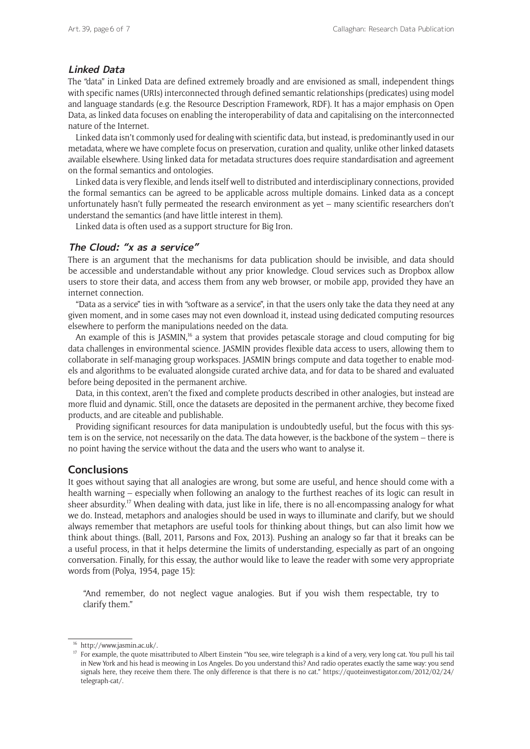### *Linked Data*

The "data" in Linked Data are defined extremely broadly and are envisioned as small, independent things with specific names (URIs) interconnected through defined semantic relationships (predicates) using model and language standards (e.g. the Resource Description Framework, RDF). It has a major emphasis on Open Data, as linked data focuses on enabling the interoperability of data and capitalising on the interconnected nature of the Internet.

Linked data isn't commonly used for dealing with scientific data, but instead, is predominantly used in our metadata, where we have complete focus on preservation, curation and quality, unlike other linked datasets available elsewhere. Using linked data for metadata structures does require standardisation and agreement on the formal semantics and ontologies.

Linked data is very flexible, and lends itself well to distributed and interdisciplinary connections, provided the formal semantics can be agreed to be applicable across multiple domains. Linked data as a concept unfortunately hasn't fully permeated the research environment as yet – many scientific researchers don't understand the semantics (and have little interest in them).

Linked data is often used as a support structure for Big Iron.

### *The Cloud: "x as a service"*

There is an argument that the mechanisms for data publication should be invisible, and data should be accessible and understandable without any prior knowledge. Cloud services such as Dropbox allow users to store their data, and access them from any web browser, or mobile app, provided they have an internet connection.

"Data as a service" ties in with "software as a service", in that the users only take the data they need at any given moment, and in some cases may not even download it, instead using dedicated computing resources elsewhere to perform the manipulations needed on the data.

An example of this is JASMIN,[16] a system that provides petascale storage and cloud computing for big data challenges in environmental science. JASMIN provides flexible data access to users, allowing them to collaborate in self-managing group workspaces. JASMIN brings compute and data together to enable models and algorithms to be evaluated alongside curated archive data, and for data to be shared and evaluated before being deposited in the permanent archive.

Data, in this context, aren't the fixed and complete products described in other analogies, but instead are more fluid and dynamic. Still, once the datasets are deposited in the permanent archive, they become fixed products, and are citeable and publishable.

Providing significant resources for data manipulation is undoubtedly useful, but the focus with this system is on the service, not necessarily on the data. The data however, is the backbone of the system – there is no point having the service without the data and the users who want to analyse it.

## Conclusions

It goes without saying that all analogies are wrong, but some are useful, and hence should come with a health warning – especially when following an analogy to the furthest reaches of its logic can result in sheer absurdity.[17] When dealing with data, just like in life, there is no all-encompassing analogy for what we do. Instead, metaphors and analogies should be used in ways to illuminate and clarify, but we should always remember that metaphors are useful tools for thinking about things, but can also limit how we think about things. (Ball, 2011, Parsons and Fox, 2013). Pushing an analogy so far that it breaks can be a useful process, in that it helps determine the limits of understanding, especially as part of an ongoing conversation. Finally, for this essay, the author would like to leave the reader with some very appropriate words from (Polya, 1954, page 15):

> "And remember, do not neglect vague analogies. But if you wish them respectable, try to clarify them."

---

[16] http://www.jasmin.ac.uk/.

[17] For example, the quote misattributed to Albert Einstein "You see, wire telegraph is a kind of a very, very long cat. You pull his tail in New York and his head is meowing in Los Angeles. Do you understand this? And radio operates exactly the same way: you send signals here, they receive them there. The only difference is that there is no cat." https://quoteinvestigator.com/2012/02/24/telegraph-cat/.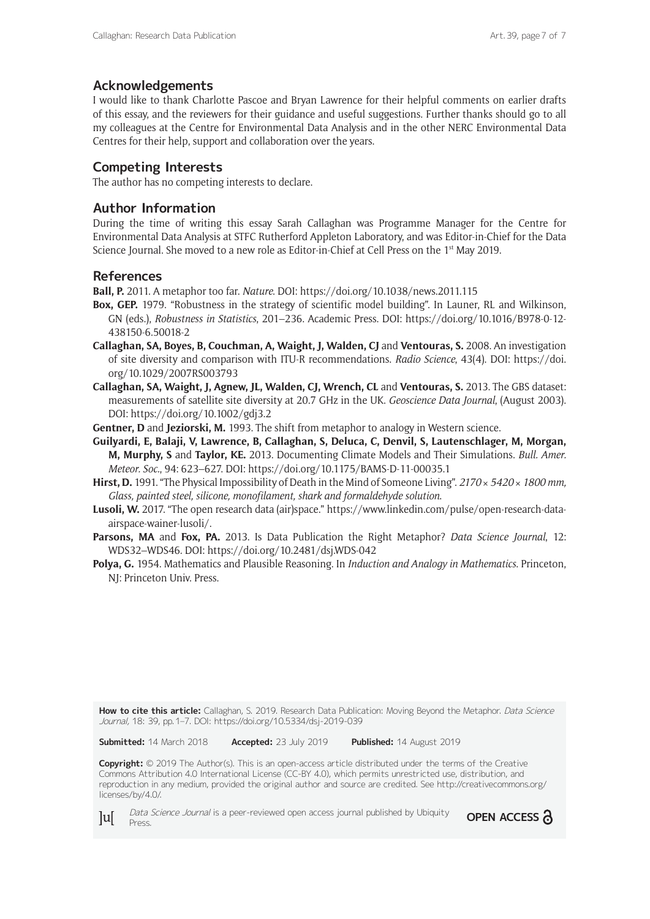## Acknowledgements

I would like to thank Charlotte Pascoe and Bryan Lawrence for their helpful comments on earlier drafts of this essay, and the reviewers for their guidance and useful suggestions. Further thanks should go to all my colleagues at the Centre for Environmental Data Analysis and in the other NERC Environmental Data Centres for their help, support and collaboration over the years.

## Competing Interests

The author has no competing interests to declare.

## Author Information

During the time of writing this essay Sarah Callaghan was Programme Manager for the Centre for Environmental Data Analysis at STFC Rutherford Appleton Laboratory, and was Editor-in-Chief for the Data Science Journal. She moved to a new role as Editor-in-Chief at Cell Press on the 1st May 2019.

## References

**Ball, P.** 2011. A metaphor too far. *Nature*. DOI: https://doi.org/10.1038/news.2011.115

**Box, GEP.** 1979. "Robustness in the strategy of scientific model building". In Launer, RL and Wilkinson, GN (eds.), *Robustness in Statistics*, 201–236. Academic Press. DOI: https://doi.org/10.1016/B978-0-12-438150-6.50018-2

**Callaghan, SA, Boyes, B, Couchman, A, Waight, J, Walden, CJ** and **Ventouras, S.** 2008. An investigation of site diversity and comparison with ITU-R recommendations. *Radio Science*, 43(4). DOI: https://doi.org/10.1029/2007RS003793

**Callaghan, SA, Waight, J, Agnew, JL, Walden, CJ, Wrench, CL** and **Ventouras, S.** 2013. The GBS dataset: measurements of satellite site diversity at 20.7 GHz in the UK. *Geoscience Data Journal*, (August 2003). DOI: https://doi.org/10.1002/gdj3.2

**Gentner, D** and **Jeziorski, M.** 1993. The shift from metaphor to analogy in Western science.

**Guilyardi, E, Balaji, V, Lawrence, B, Callaghan, S, Deluca, C, Denvil, S, Lautenschlager, M, Morgan, M, Murphy, S** and **Taylor, KE.** 2013. Documenting Climate Models and Their Simulations. *Bull. Amer. Meteor. Soc.*, 94: 623–627. DOI: https://doi.org/10.1175/BAMS-D-11-00035.1

**Hirst, D.** 1991. "The Physical Impossibility of Death in the Mind of Someone Living". *2170 × 5420 × 1800 mm, Glass, painted steel, silicone, monofilament, shark and formaldehyde solution.*

**Lusoli, W.** 2017. "The open research data (air)space." https://www.linkedin.com/pulse/open-research-data-airspace-wainer-lusoli/.

**Parsons, MA** and **Fox, PA.** 2013. Is Data Publication the Right Metaphor? *Data Science Journal*, 12: WDS32–WDS46. DOI: https://doi.org/10.2481/dsj.WDS-042

**Polya, G.** 1954. Mathematics and Plausible Reasoning. In *Induction and Analogy in Mathematics*. Princeton, NJ: Princeton Univ. Press.

**How to cite this article:** Callaghan, S. 2019. Research Data Publication: Moving Beyond the Metaphor. *Data Science Journal*, 18: 39, pp. 1–7. DOI: https://doi.org/10.5334/dsj-2019-039

**Submitted:** 14 March 2018 **Accepted:** 23 July 2019 **Published:** 14 August 2019

**Copyright:** © 2019 The Author(s). This is an open-access article distributed under the terms of the Creative Commons Attribution 4.0 International License (CC-BY 4.0), which permits unrestricted use, distribution, and reproduction in any medium, provided the original author and source are credited. See http://creativecommons.org/licenses/by/4.0/.

*Data Science Journal* is a peer-reviewed open access journal published by Ubiquity Press. **OPEN ACCESS**